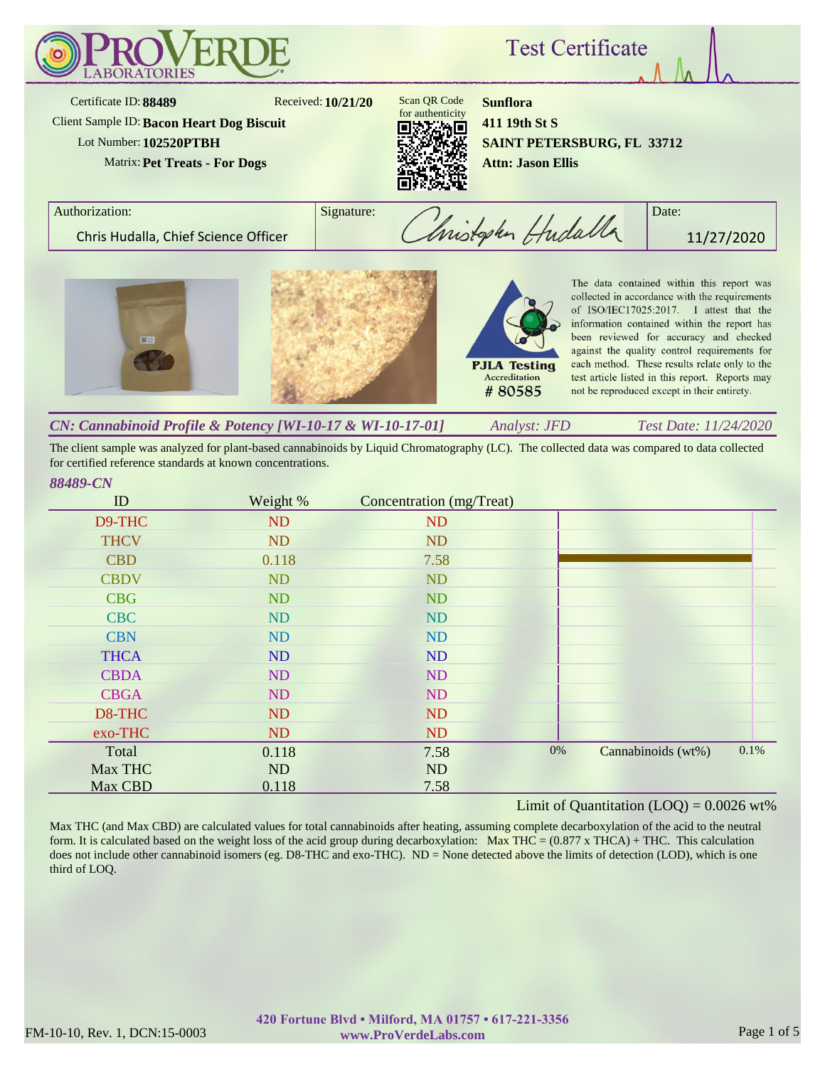# PROVERDE LABORATORIES

## Test Certificate

Certificate ID: **88489**
Received: **10/21/20**
Client Sample ID: **Bacon Heart Dog Biscuit**
Lot Number: **102520PTBH**
Matrix: **Pet Treats - For Dogs**

Scan QR Code for authenticity

**Sunflora**
**411 19th St S**
**SAINT PETERSBURG, FL 33712**
**Attn: Jason Ellis**

| Authorization: | Signature: | Date: |
|---|---|---|
| Chris Hudalla, Chief Science Officer | Christopher Hudalla | 11/27/2020 |

PJLA Testing Accreditation # 80585

The data contained within this report was collected in accordance with the requirements of ISO/IEC17025:2017. I attest that the information contained within the report has been reviewed for accuracy and checked against the quality control requirements for each method. These results relate only to the test article listed in this report. Reports may not be reproduced except in their entirety.

### *CN: Cannabinoid Profile & Potency [WI-10-17 & WI-10-17-01]*

*Analyst: JFD* — *Test Date: 11/24/2020*

The client sample was analyzed for plant-based cannabinoids by Liquid Chromatography (LC). The collected data was compared to data collected for certified reference standards at known concentrations.

***88489-CN***

| ID | Weight % | Concentration (mg/Treat) |
|---|---|---|
| D9-THC | ND | ND |
| THCV | ND | ND |
| CBD | 0.118 | 7.58 |
| CBDV | ND | ND |
| CBG | ND | ND |
| CBC | ND | ND |
| CBN | ND | ND |
| THCA | ND | ND |
| CBDA | ND | ND |
| CBGA | ND | ND |
| D8-THC | ND | ND |
| exo-THC | ND | ND |
| Total | 0.118 | 7.58 |
| Max THC | ND | ND |
| Max CBD | 0.118 | 7.58 |

Cannabinoids (wt%): 0% – 0.1%

Limit of Quantitation (LOQ) = 0.0026 wt%

Max THC (and Max CBD) are calculated values for total cannabinoids after heating, assuming complete decarboxylation of the acid to the neutral form. It is calculated based on the weight loss of the acid group during decarboxylation: Max THC = (0.877 x THCA) + THC. This calculation does not include other cannabinoid isomers (eg. D8-THC and exo-THC). ND = None detected above the limits of detection (LOD), which is one third of LOQ.

FM-10-10, Rev. 1, DCN:15-0003

**420 Fortune Blvd • Milford, MA 01757 • 617-221-3356**
**www.ProVerdeLabs.com**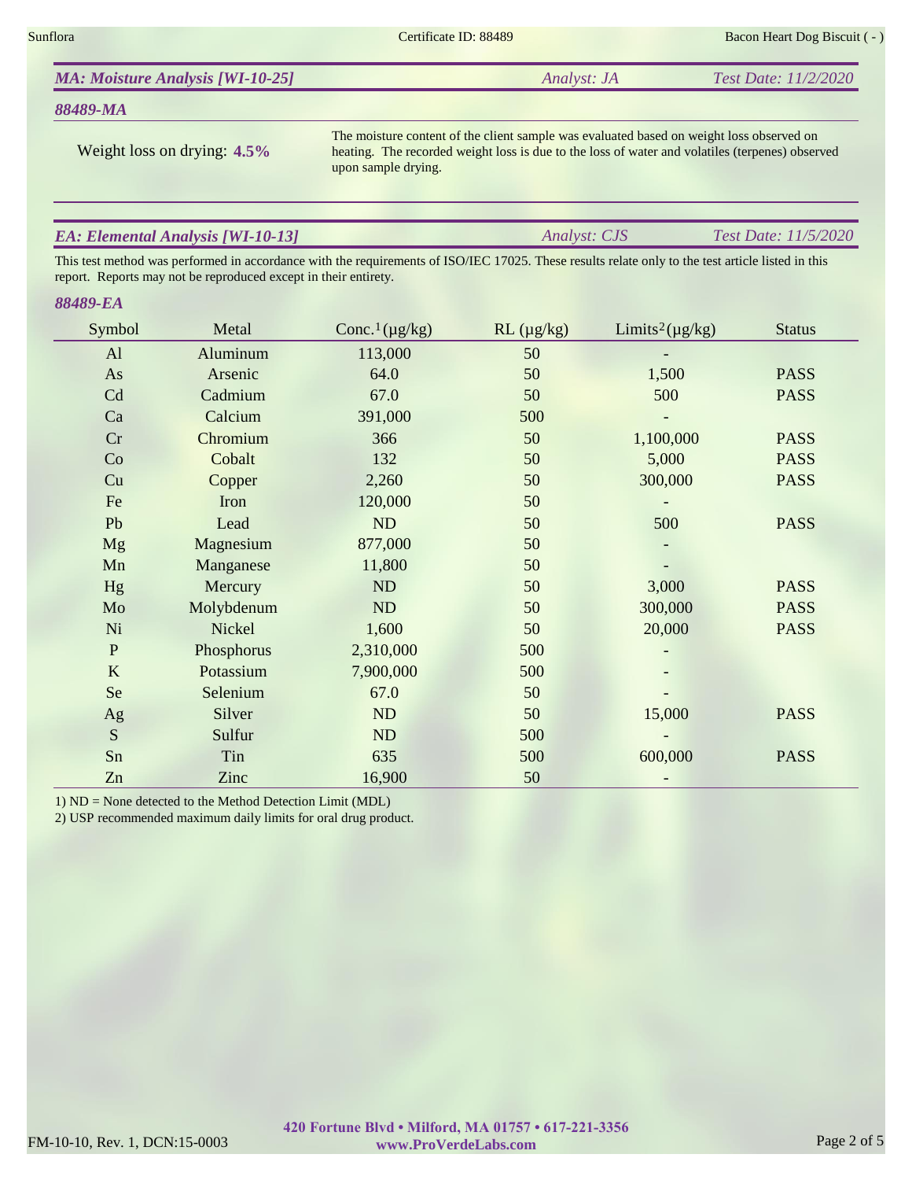## *MA: Moisture Analysis [WI-10-25]* — *Analyst: JA* — *Test Date: 11/2/2020*

### *88489-MA*

Weight loss on drying: **4.5%**

The moisture content of the client sample was evaluated based on weight loss observed on heating. The recorded weight loss is due to the loss of water and volatiles (terpenes) observed upon sample drying.

## *EA: Elemental Analysis [WI-10-13]* — *Analyst: CJS* — *Test Date: 11/5/2020*

This test method was performed in accordance with the requirements of ISO/IEC 17025. These results relate only to the test article listed in this report. Reports may not be reproduced except in their entirety.

### *88489-EA*

| Symbol | Metal | Conc.[1] (µg/kg) | RL (µg/kg) | Limits[2] (µg/kg) | Status |
|---|---|---|---|---|---|
| Al | Aluminum | 113,000 | 50 | - | |
| As | Arsenic | 64.0 | 50 | 1,500 | PASS |
| Cd | Cadmium | 67.0 | 50 | 500 | PASS |
| Ca | Calcium | 391,000 | 500 | - | |
| Cr | Chromium | 366 | 50 | 1,100,000 | PASS |
| Co | Cobalt | 132 | 50 | 5,000 | PASS |
| Cu | Copper | 2,260 | 50 | 300,000 | PASS |
| Fe | Iron | 120,000 | 50 | - | |
| Pb | Lead | ND | 50 | 500 | PASS |
| Mg | Magnesium | 877,000 | 50 | - | |
| Mn | Manganese | 11,800 | 50 | - | |
| Hg | Mercury | ND | 50 | 3,000 | PASS |
| Mo | Molybdenum | ND | 50 | 300,000 | PASS |
| Ni | Nickel | 1,600 | 50 | 20,000 | PASS |
| P | Phosphorus | 2,310,000 | 500 | - | |
| K | Potassium | 7,900,000 | 500 | - | |
| Se | Selenium | 67.0 | 50 | - | |
| Ag | Silver | ND | 50 | 15,000 | PASS |
| S | Sulfur | ND | 500 | - | |
| Sn | Tin | 635 | 500 | 600,000 | PASS |
| Zn | Zinc | 16,900 | 50 | - | |

1) ND = None detected to the Method Detection Limit (MDL)
2) USP recommended maximum daily limits for oral drug product.

**420 Fortune Blvd • Milford, MA 01757 • 617-221-3356**
**www.ProVerdeLabs.com**

FM-10-10, Rev. 1, DCN:15-0003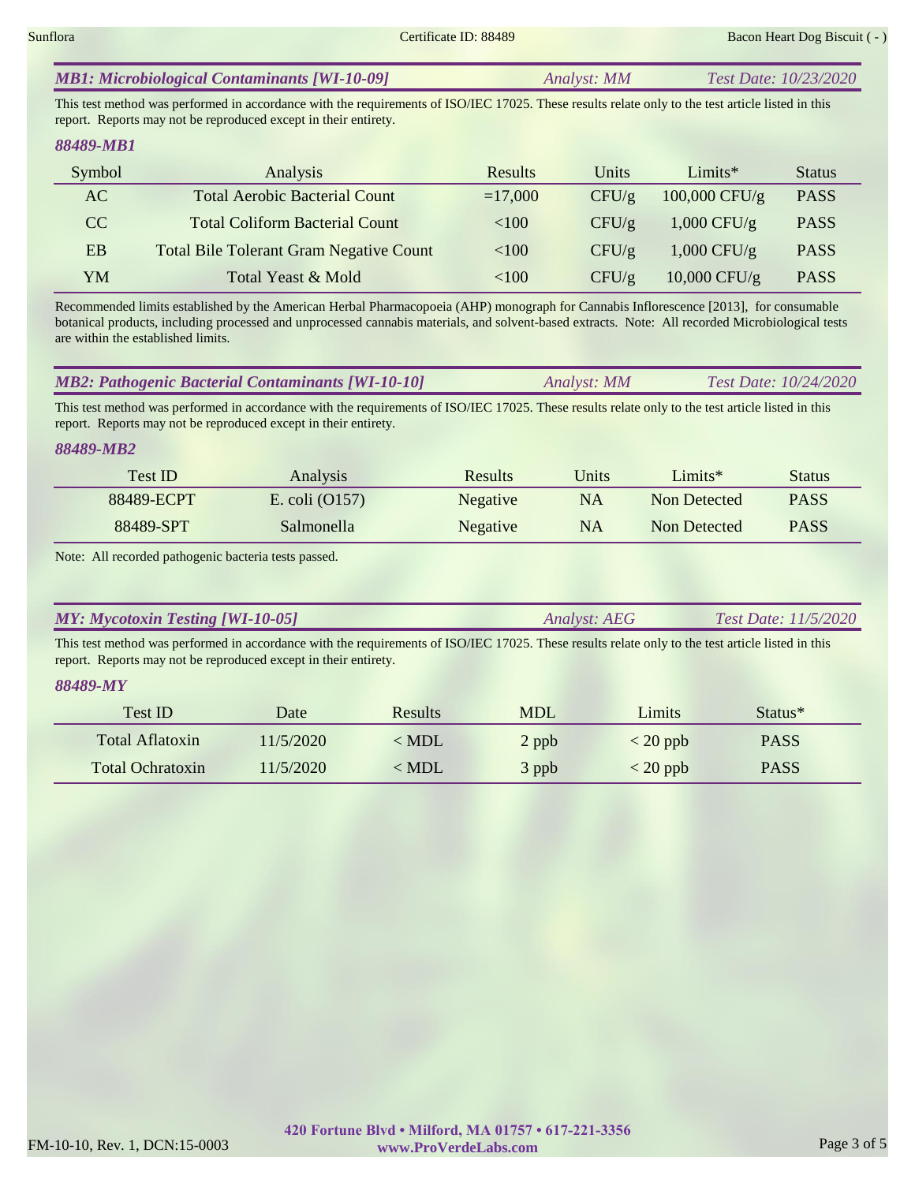### *MB1: Microbiological Contaminants [WI-10-09]* *Analyst: MM* *Test Date: 10/23/2020*

This test method was performed in accordance with the requirements of ISO/IEC 17025. These results relate only to the test article listed in this report. Reports may not be reproduced except in their entirety.

***88489-MB1***

| Symbol | Analysis | Results | Units | Limits* | Status |
|---|---|---|---|---|---|
| AC | Total Aerobic Bacterial Count | =17,000 | CFU/g | 100,000 CFU/g | PASS |
| CC | Total Coliform Bacterial Count | <100 | CFU/g | 1,000 CFU/g | PASS |
| EB | Total Bile Tolerant Gram Negative Count | <100 | CFU/g | 1,000 CFU/g | PASS |
| YM | Total Yeast & Mold | <100 | CFU/g | 10,000 CFU/g | PASS |

Recommended limits established by the American Herbal Pharmacopoeia (AHP) monograph for Cannabis Inflorescence [2013], for consumable botanical products, including processed and unprocessed cannabis materials, and solvent-based extracts. Note: All recorded Microbiological tests are within the established limits.

### *MB2: Pathogenic Bacterial Contaminants [WI-10-10]* *Analyst: MM* *Test Date: 10/24/2020*

This test method was performed in accordance with the requirements of ISO/IEC 17025. These results relate only to the test article listed in this report. Reports may not be reproduced except in their entirety.

***88489-MB2***

| Test ID | Analysis | Results | Units | Limits* | Status |
|---|---|---|---|---|---|
| 88489-ECPT | E. coli (O157) | Negative | NA | Non Detected | PASS |
| 88489-SPT | Salmonella | Negative | NA | Non Detected | PASS |

Note: All recorded pathogenic bacteria tests passed.

### *MY: Mycotoxin Testing [WI-10-05]* *Analyst: AEG* *Test Date: 11/5/2020*

This test method was performed in accordance with the requirements of ISO/IEC 17025. These results relate only to the test article listed in this report. Reports may not be reproduced except in their entirety.

***88489-MY***

| Test ID | Date | Results | MDL | Limits | Status* |
|---|---|---|---|---|---|
| Total Aflatoxin | 11/5/2020 | < MDL | 2 ppb | < 20 ppb | PASS |
| Total Ochratoxin | 11/5/2020 | < MDL | 3 ppb | < 20 ppb | PASS |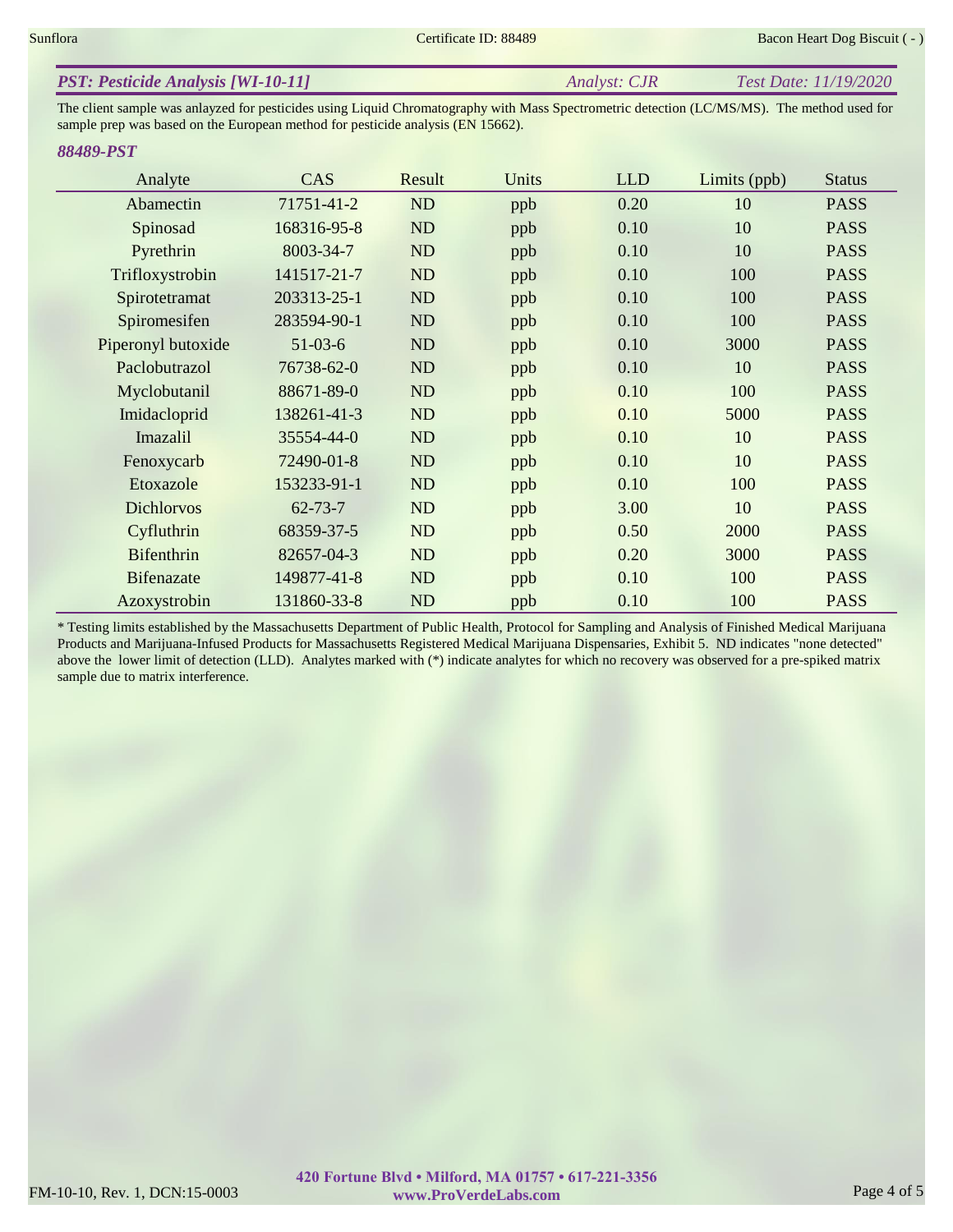## *PST: Pesticide Analysis [WI-10-11]* — *Analyst: CJR* — *Test Date: 11/19/2020*

The client sample was anlayzed for pesticides using Liquid Chromatography with Mass Spectrometric detection (LC/MS/MS). The method used for sample prep was based on the European method for pesticide analysis (EN 15662).

### *88489-PST*

| Analyte | CAS | Result | Units | LLD | Limits (ppb) | Status |
|---|---|---|---|---|---|---|
| Abamectin | 71751-41-2 | ND | ppb | 0.20 | 10 | PASS |
| Spinosad | 168316-95-8 | ND | ppb | 0.10 | 10 | PASS |
| Pyrethrin | 8003-34-7 | ND | ppb | 0.10 | 10 | PASS |
| Trifloxystrobin | 141517-21-7 | ND | ppb | 0.10 | 100 | PASS |
| Spirotetramat | 203313-25-1 | ND | ppb | 0.10 | 100 | PASS |
| Spiromesifen | 283594-90-1 | ND | ppb | 0.10 | 100 | PASS |
| Piperonyl butoxide | 51-03-6 | ND | ppb | 0.10 | 3000 | PASS |
| Paclobutrazol | 76738-62-0 | ND | ppb | 0.10 | 10 | PASS |
| Myclobutanil | 88671-89-0 | ND | ppb | 0.10 | 100 | PASS |
| Imidacloprid | 138261-41-3 | ND | ppb | 0.10 | 5000 | PASS |
| Imazalil | 35554-44-0 | ND | ppb | 0.10 | 10 | PASS |
| Fenoxycarb | 72490-01-8 | ND | ppb | 0.10 | 10 | PASS |
| Etoxazole | 153233-91-1 | ND | ppb | 0.10 | 100 | PASS |
| Dichlorvos | 62-73-7 | ND | ppb | 3.00 | 10 | PASS |
| Cyfluthrin | 68359-37-5 | ND | ppb | 0.50 | 2000 | PASS |
| Bifenthrin | 82657-04-3 | ND | ppb | 0.20 | 3000 | PASS |
| Bifenazate | 149877-41-8 | ND | ppb | 0.10 | 100 | PASS |
| Azoxystrobin | 131860-33-8 | ND | ppb | 0.10 | 100 | PASS |

* Testing limits established by the Massachusetts Department of Public Health, Protocol for Sampling and Analysis of Finished Medical Marijuana Products and Marijuana-Infused Products for Massachusetts Registered Medical Marijuana Dispensaries, Exhibit 5. ND indicates "none detected" above the lower limit of detection (LLD). Analytes marked with (*) indicate analytes for which no recovery was observed for a pre-spiked matrix sample due to matrix interference.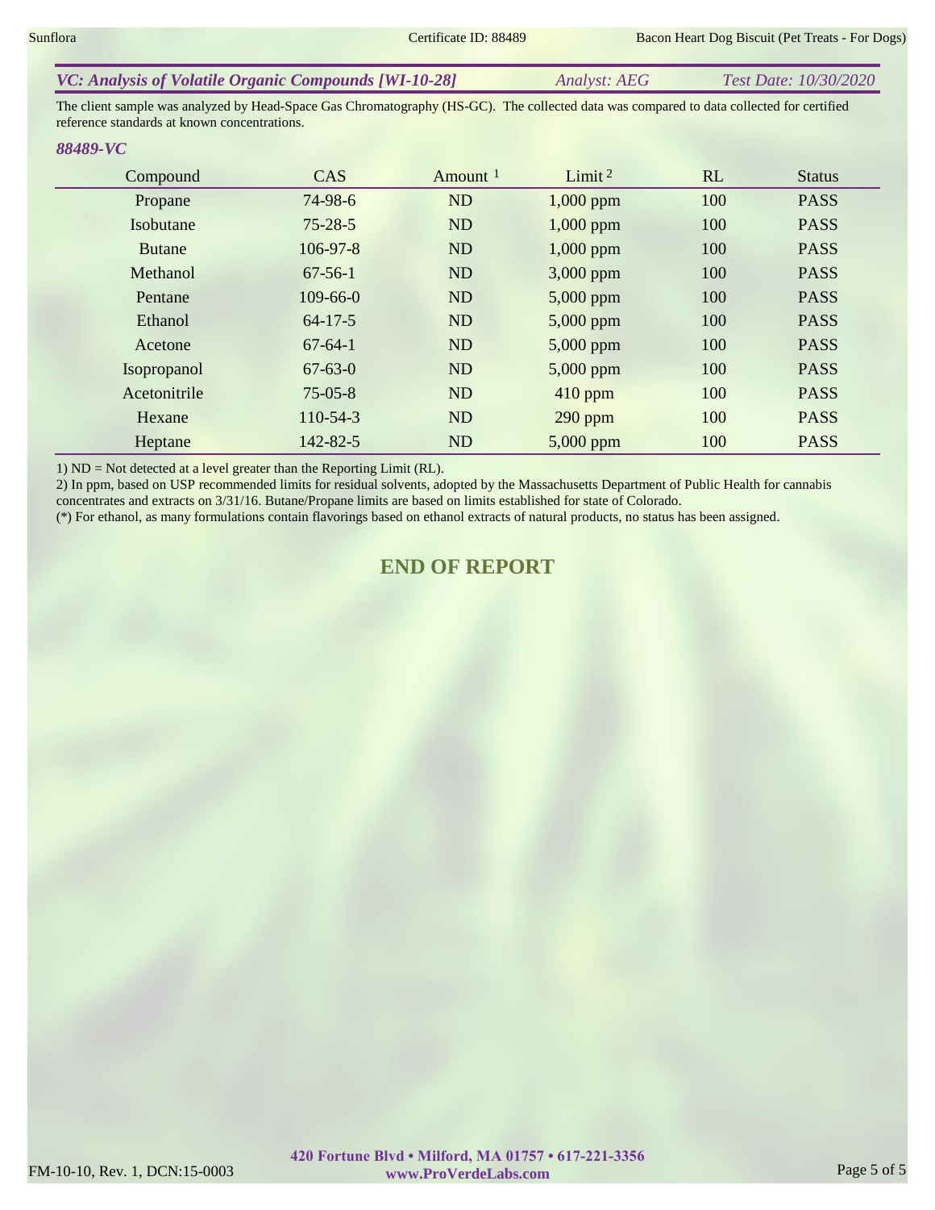## *VC: Analysis of Volatile Organic Compounds [WI-10-28]* *Analyst: AEG* *Test Date: 10/30/2020*

The client sample was analyzed by Head-Space Gas Chromatography (HS-GC). The collected data was compared to data collected for certified reference standards at known concentrations.

### *88489-VC*

| Compound | CAS | Amount [1] | Limit [2] | RL | Status |
|---|---|---|---|---|---|
| Propane | 74-98-6 | ND | 1,000 ppm | 100 | PASS |
| Isobutane | 75-28-5 | ND | 1,000 ppm | 100 | PASS |
| Butane | 106-97-8 | ND | 1,000 ppm | 100 | PASS |
| Methanol | 67-56-1 | ND | 3,000 ppm | 100 | PASS |
| Pentane | 109-66-0 | ND | 5,000 ppm | 100 | PASS |
| Ethanol | 64-17-5 | ND | 5,000 ppm | 100 | PASS |
| Acetone | 67-64-1 | ND | 5,000 ppm | 100 | PASS |
| Isopropanol | 67-63-0 | ND | 5,000 ppm | 100 | PASS |
| Acetonitrile | 75-05-8 | ND | 410 ppm | 100 | PASS |
| Hexane | 110-54-3 | ND | 290 ppm | 100 | PASS |
| Heptane | 142-82-5 | ND | 5,000 ppm | 100 | PASS |

1) ND = Not detected at a level greater than the Reporting Limit (RL).
2) In ppm, based on USP recommended limits for residual solvents, adopted by the Massachusetts Department of Public Health for cannabis concentrates and extracts on 3/31/16. Butane/Propane limits are based on limits established for state of Colorado.
(*) For ethanol, as many formulations contain flavorings based on ethanol extracts of natural products, no status has been assigned.

## END OF REPORT

FM-10-10, Rev. 1, DCN:15-0003

**420 Fortune Blvd • Milford, MA 01757 • 617-221-3356**
**www.ProVerdeLabs.com**